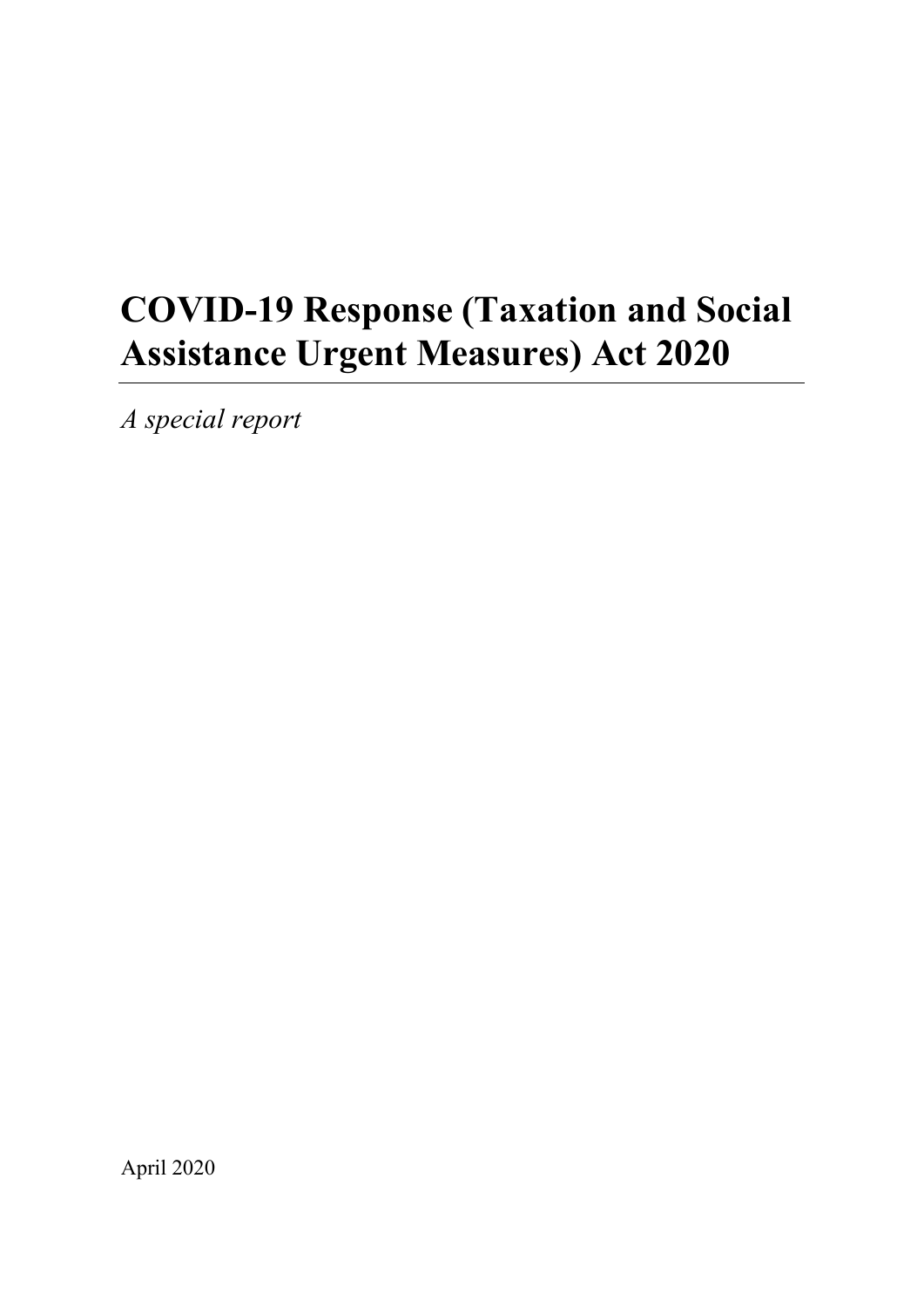# COVID-19 Response (Taxation and Social Assistance Urgent Measures) Act 2020

*A special report*

April 2020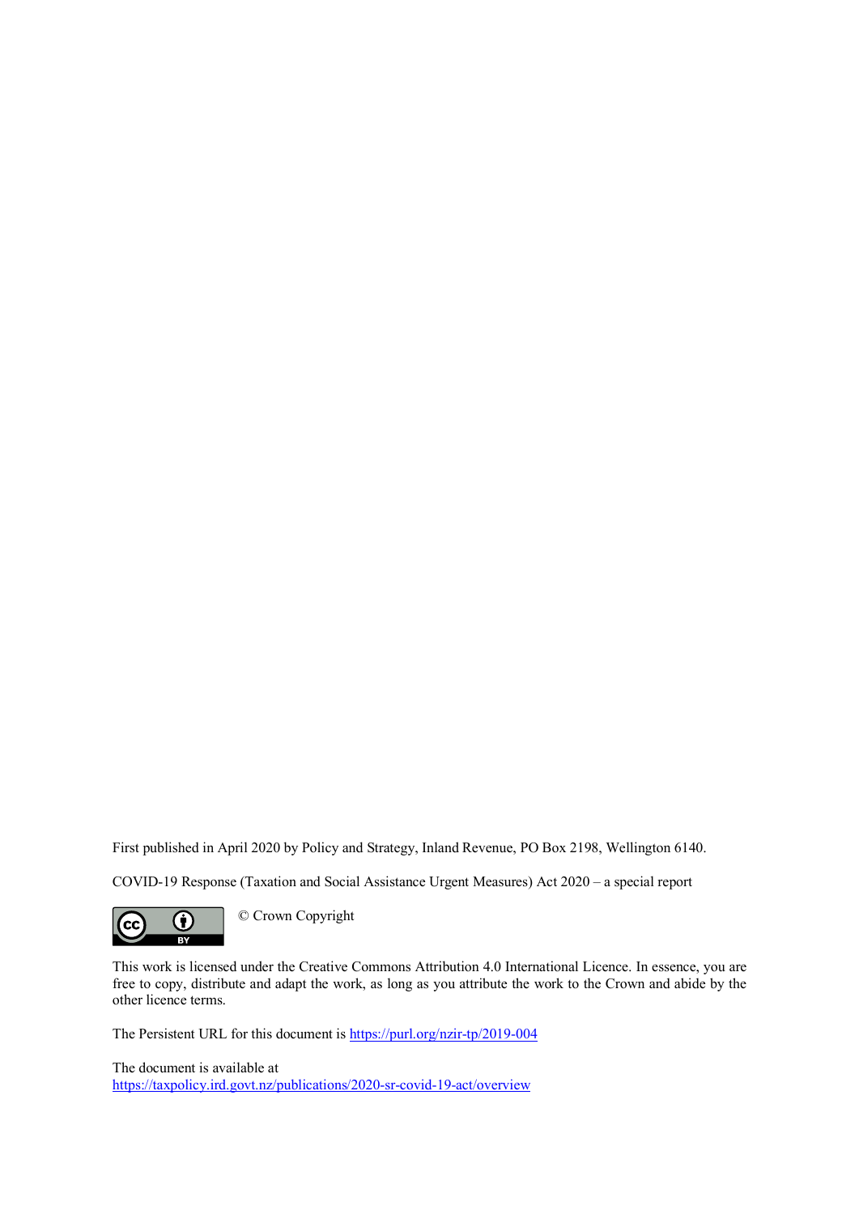First published in April 2020 by Policy and Strategy, Inland Revenue, PO Box 2198, Wellington 6140.

COVID-19 Response (Taxation and Social Assistance Urgent Measures) Act 2020 – a special report

© Crown Copyright

This work is licensed under the Creative Commons Attribution 4.0 International Licence. In essence, you are free to copy, distribute and adapt the work, as long as you attribute the work to the Crown and abide by the other licence terms.

The Persistent URL for this document is https://purl.org/nzir-tp/2019-004

The document is available at
https://taxpolicy.ird.govt.nz/publications/2020-sr-covid-19-act/overview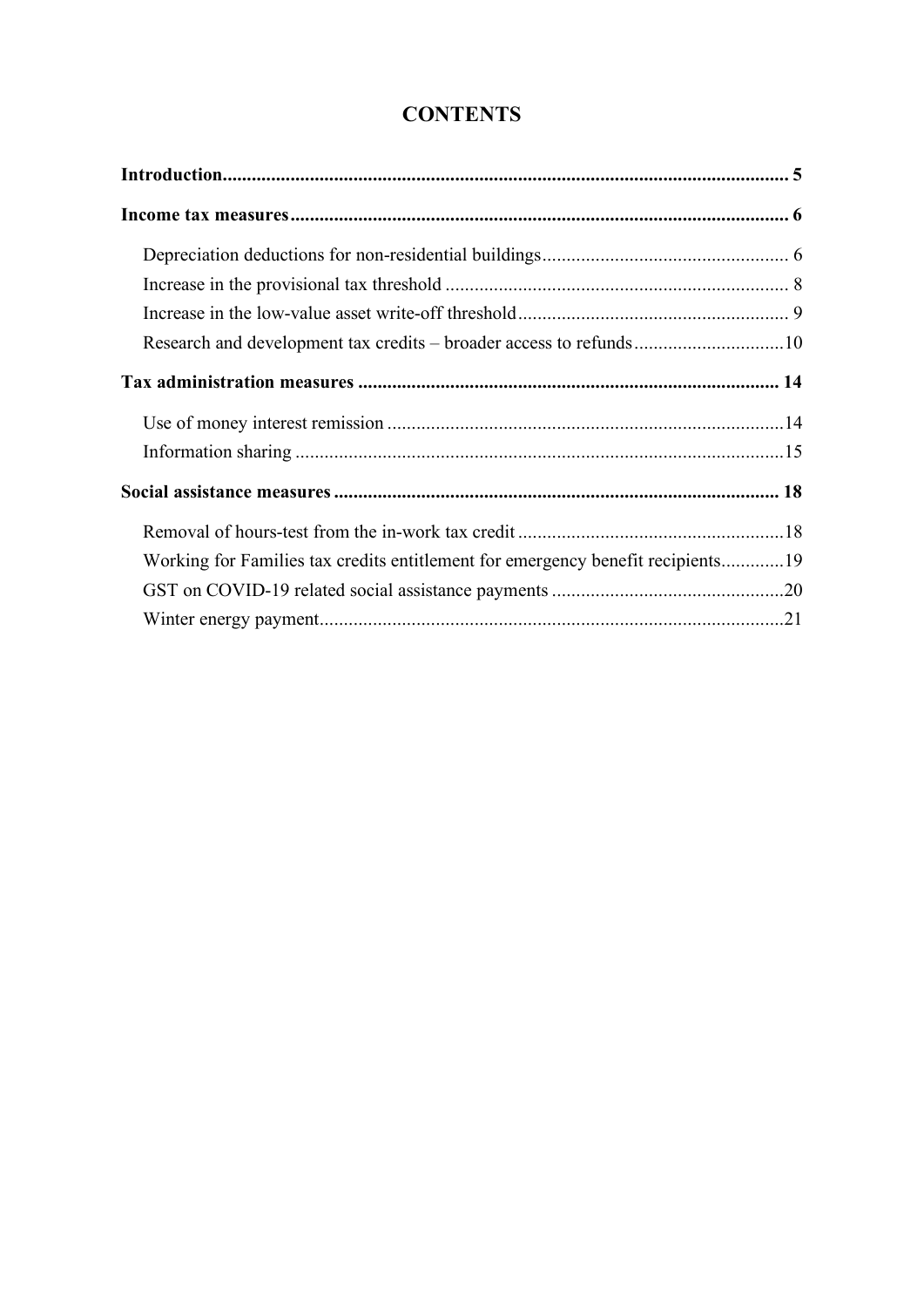# CONTENTS

**Introduction** .......... **5**

**Income tax measures** .......... **6**

- Depreciation deductions for non-residential buildings .......... 6
- Increase in the provisional tax threshold .......... 8
- Increase in the low-value asset write-off threshold .......... 9
- Research and development tax credits – broader access to refunds .......... 10

**Tax administration measures** .......... **14**

- Use of money interest remission .......... 14
- Information sharing .......... 15

**Social assistance measures** .......... **18**

- Removal of hours-test from the in-work tax credit .......... 18
- Working for Families tax credits entitlement for emergency benefit recipients .......... 19
- GST on COVID-19 related social assistance payments .......... 20
- Winter energy payment .......... 21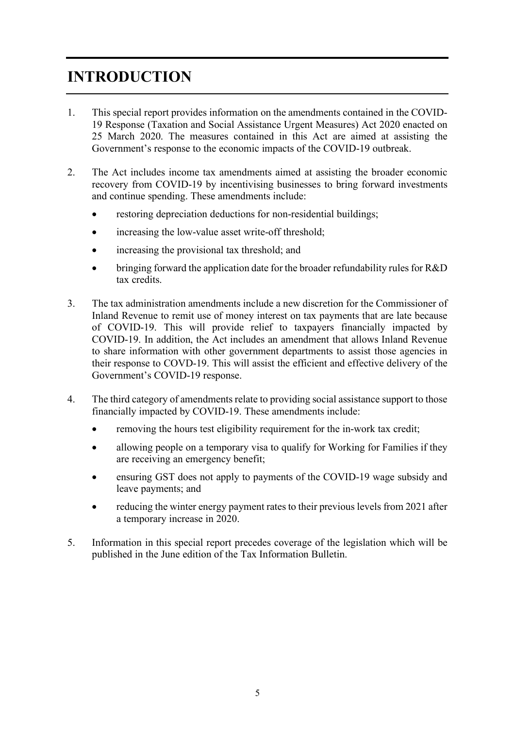# INTRODUCTION

1. This special report provides information on the amendments contained in the COVID-19 Response (Taxation and Social Assistance Urgent Measures) Act 2020 enacted on 25 March 2020. The measures contained in this Act are aimed at assisting the Government's response to the economic impacts of the COVID-19 outbreak.

2. The Act includes income tax amendments aimed at assisting the broader economic recovery from COVID-19 by incentivising businesses to bring forward investments and continue spending. These amendments include:

   - restoring depreciation deductions for non-residential buildings;
   - increasing the low-value asset write-off threshold;
   - increasing the provisional tax threshold; and
   - bringing forward the application date for the broader refundability rules for R&D tax credits.

3. The tax administration amendments include a new discretion for the Commissioner of Inland Revenue to remit use of money interest on tax payments that are late because of COVID-19. This will provide relief to taxpayers financially impacted by COVID-19. In addition, the Act includes an amendment that allows Inland Revenue to share information with other government departments to assist those agencies in their response to COVD-19. This will assist the efficient and effective delivery of the Government's COVID-19 response.

4. The third category of amendments relate to providing social assistance support to those financially impacted by COVID-19. These amendments include:

   - removing the hours test eligibility requirement for the in-work tax credit;
   - allowing people on a temporary visa to qualify for Working for Families if they are receiving an emergency benefit;
   - ensuring GST does not apply to payments of the COVID-19 wage subsidy and leave payments; and
   - reducing the winter energy payment rates to their previous levels from 2021 after a temporary increase in 2020.

5. Information in this special report precedes coverage of the legislation which will be published in the June edition of the Tax Information Bulletin.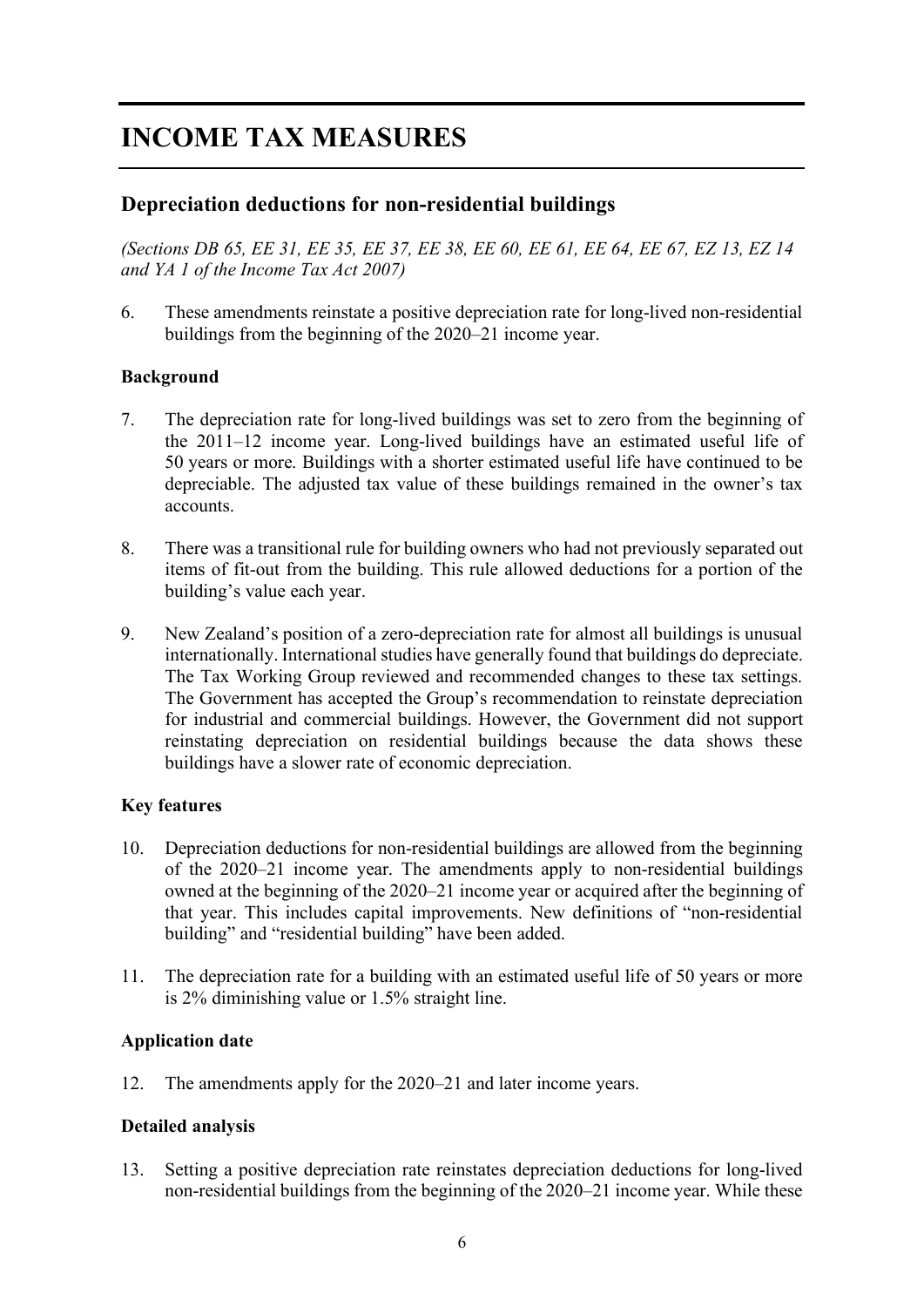# INCOME TAX MEASURES

## Depreciation deductions for non-residential buildings

*(Sections DB 65, EE 31, EE 35, EE 37, EE 38, EE 60, EE 61, EE 64, EE 67, EZ 13, EZ 14 and YA 1 of the Income Tax Act 2007)*

6. These amendments reinstate a positive depreciation rate for long-lived non-residential buildings from the beginning of the 2020–21 income year.

### Background

7. The depreciation rate for long-lived buildings was set to zero from the beginning of the 2011–12 income year. Long-lived buildings have an estimated useful life of 50 years or more. Buildings with a shorter estimated useful life have continued to be depreciable. The adjusted tax value of these buildings remained in the owner's tax accounts.

8. There was a transitional rule for building owners who had not previously separated out items of fit-out from the building. This rule allowed deductions for a portion of the building's value each year.

9. New Zealand's position of a zero-depreciation rate for almost all buildings is unusual internationally. International studies have generally found that buildings do depreciate. The Tax Working Group reviewed and recommended changes to these tax settings. The Government has accepted the Group's recommendation to reinstate depreciation for industrial and commercial buildings. However, the Government did not support reinstating depreciation on residential buildings because the data shows these buildings have a slower rate of economic depreciation.

### Key features

10. Depreciation deductions for non-residential buildings are allowed from the beginning of the 2020–21 income year. The amendments apply to non-residential buildings owned at the beginning of the 2020–21 income year or acquired after the beginning of that year. This includes capital improvements. New definitions of "non-residential building" and "residential building" have been added.

11. The depreciation rate for a building with an estimated useful life of 50 years or more is 2% diminishing value or 1.5% straight line.

### Application date

12. The amendments apply for the 2020–21 and later income years.

### Detailed analysis

13. Setting a positive depreciation rate reinstates depreciation deductions for long-lived non-residential buildings from the beginning of the 2020–21 income year. While these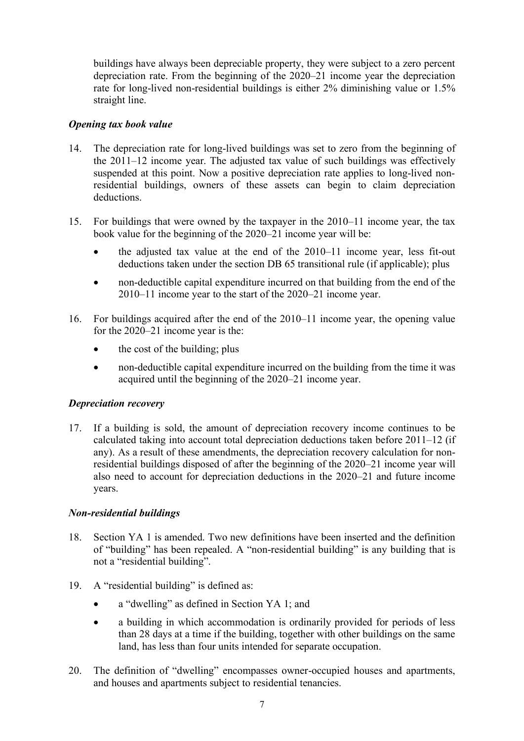buildings have always been depreciable property, they were subject to a zero percent depreciation rate. From the beginning of the 2020–21 income year the depreciation rate for long-lived non-residential buildings is either 2% diminishing value or 1.5% straight line.

### *Opening tax book value*

14. The depreciation rate for long-lived buildings was set to zero from the beginning of the 2011–12 income year. The adjusted tax value of such buildings was effectively suspended at this point. Now a positive depreciation rate applies to long-lived non-residential buildings, owners of these assets can begin to claim depreciation deductions.

15. For buildings that were owned by the taxpayer in the 2010–11 income year, the tax book value for the beginning of the 2020–21 income year will be:

    - the adjusted tax value at the end of the 2010–11 income year, less fit-out deductions taken under the section DB 65 transitional rule (if applicable); plus
    - non-deductible capital expenditure incurred on that building from the end of the 2010–11 income year to the start of the 2020–21 income year.

16. For buildings acquired after the end of the 2010–11 income year, the opening value for the 2020–21 income year is the:

    - the cost of the building; plus
    - non-deductible capital expenditure incurred on the building from the time it was acquired until the beginning of the 2020–21 income year.

### *Depreciation recovery*

17. If a building is sold, the amount of depreciation recovery income continues to be calculated taking into account total depreciation deductions taken before 2011–12 (if any). As a result of these amendments, the depreciation recovery calculation for non-residential buildings disposed of after the beginning of the 2020–21 income year will also need to account for depreciation deductions in the 2020–21 and future income years.

### *Non-residential buildings*

18. Section YA 1 is amended. Two new definitions have been inserted and the definition of "building" has been repealed. A "non-residential building" is any building that is not a "residential building".

19. A "residential building" is defined as:

    - a "dwelling" as defined in Section YA 1; and
    - a building in which accommodation is ordinarily provided for periods of less than 28 days at a time if the building, together with other buildings on the same land, has less than four units intended for separate occupation.

20. The definition of "dwelling" encompasses owner-occupied houses and apartments, and houses and apartments subject to residential tenancies.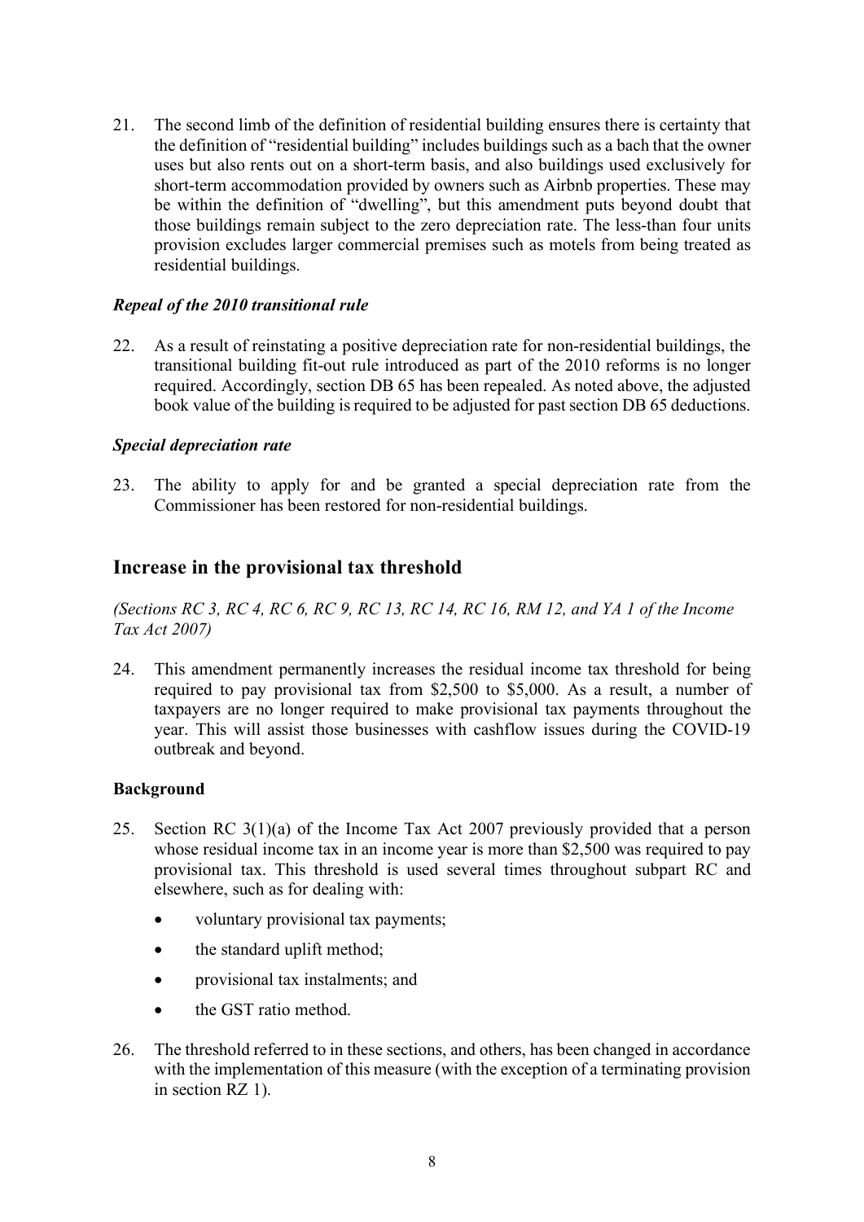21. The second limb of the definition of residential building ensures there is certainty that the definition of "residential building" includes buildings such as a bach that the owner uses but also rents out on a short-term basis, and also buildings used exclusively for short-term accommodation provided by owners such as Airbnb properties. These may be within the definition of "dwelling", but this amendment puts beyond doubt that those buildings remain subject to the zero depreciation rate. The less-than four units provision excludes larger commercial premises such as motels from being treated as residential buildings.

### *Repeal of the 2010 transitional rule*

22. As a result of reinstating a positive depreciation rate for non-residential buildings, the transitional building fit-out rule introduced as part of the 2010 reforms is no longer required. Accordingly, section DB 65 has been repealed. As noted above, the adjusted book value of the building is required to be adjusted for past section DB 65 deductions.

### *Special depreciation rate*

23. The ability to apply for and be granted a special depreciation rate from the Commissioner has been restored for non-residential buildings.

## Increase in the provisional tax threshold

*(Sections RC 3, RC 4, RC 6, RC 9, RC 13, RC 14, RC 16, RM 12, and YA 1 of the Income Tax Act 2007)*

24. This amendment permanently increases the residual income tax threshold for being required to pay provisional tax from $2,500 to $5,000. As a result, a number of taxpayers are no longer required to make provisional tax payments throughout the year. This will assist those businesses with cashflow issues during the COVID-19 outbreak and beyond.

### Background

25. Section RC 3(1)(a) of the Income Tax Act 2007 previously provided that a person whose residual income tax in an income year is more than $2,500 was required to pay provisional tax. This threshold is used several times throughout subpart RC and elsewhere, such as for dealing with:
    - voluntary provisional tax payments;
    - the standard uplift method;
    - provisional tax instalments; and
    - the GST ratio method.

26. The threshold referred to in these sections, and others, has been changed in accordance with the implementation of this measure (with the exception of a terminating provision in section RZ 1).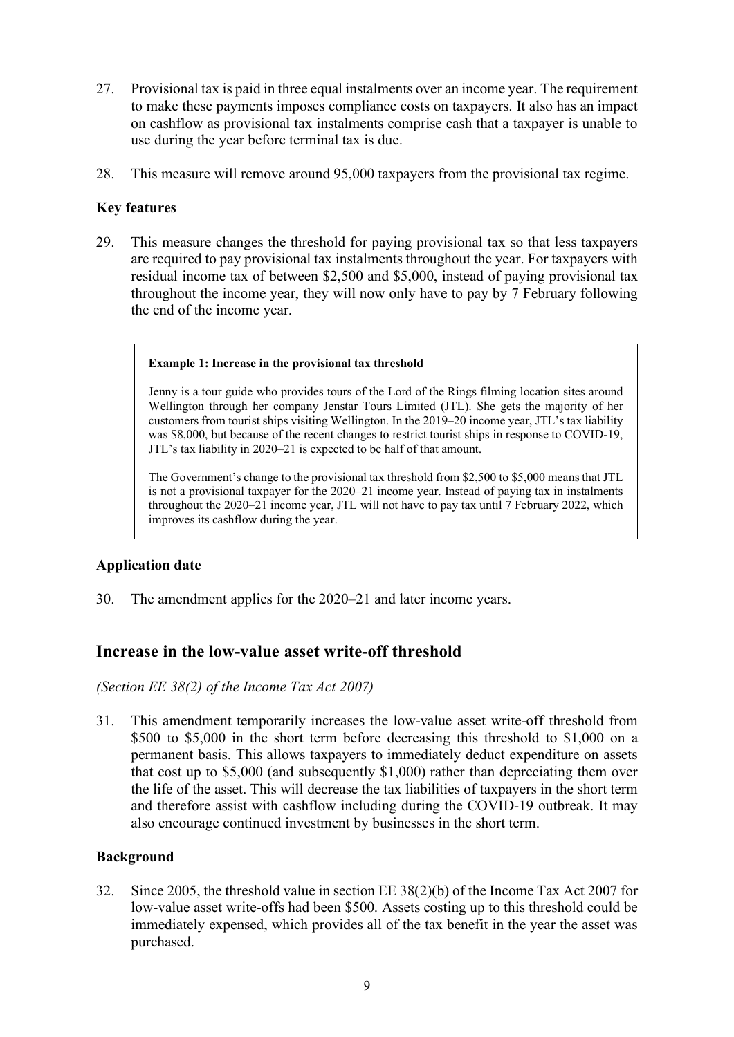27. Provisional tax is paid in three equal instalments over an income year. The requirement to make these payments imposes compliance costs on taxpayers. It also has an impact on cashflow as provisional tax instalments comprise cash that a taxpayer is unable to use during the year before terminal tax is due.

28. This measure will remove around 95,000 taxpayers from the provisional tax regime.

### Key features

29. This measure changes the threshold for paying provisional tax so that less taxpayers are required to pay provisional tax instalments throughout the year. For taxpayers with residual income tax of between $2,500 and $5,000, instead of paying provisional tax throughout the income year, they will now only have to pay by 7 February following the end of the income year.

> **Example 1: Increase in the provisional tax threshold**
>
> Jenny is a tour guide who provides tours of the Lord of the Rings filming location sites around Wellington through her company Jenstar Tours Limited (JTL). She gets the majority of her customers from tourist ships visiting Wellington. In the 2019–20 income year, JTL's tax liability was $8,000, but because of the recent changes to restrict tourist ships in response to COVID-19, JTL's tax liability in 2020–21 is expected to be half of that amount.
>
> The Government's change to the provisional tax threshold from $2,500 to $5,000 means that JTL is not a provisional taxpayer for the 2020–21 income year. Instead of paying tax in instalments throughout the 2020–21 income year, JTL will not have to pay tax until 7 February 2022, which improves its cashflow during the year.

### Application date

30. The amendment applies for the 2020–21 and later income years.

## Increase in the low-value asset write-off threshold

*(Section EE 38(2) of the Income Tax Act 2007)*

31. This amendment temporarily increases the low-value asset write-off threshold from $500 to $5,000 in the short term before decreasing this threshold to $1,000 on a permanent basis. This allows taxpayers to immediately deduct expenditure on assets that cost up to $5,000 (and subsequently $1,000) rather than depreciating them over the life of the asset. This will decrease the tax liabilities of taxpayers in the short term and therefore assist with cashflow including during the COVID-19 outbreak. It may also encourage continued investment by businesses in the short term.

### Background

32. Since 2005, the threshold value in section EE 38(2)(b) of the Income Tax Act 2007 for low-value asset write-offs had been $500. Assets costing up to this threshold could be immediately expensed, which provides all of the tax benefit in the year the asset was purchased.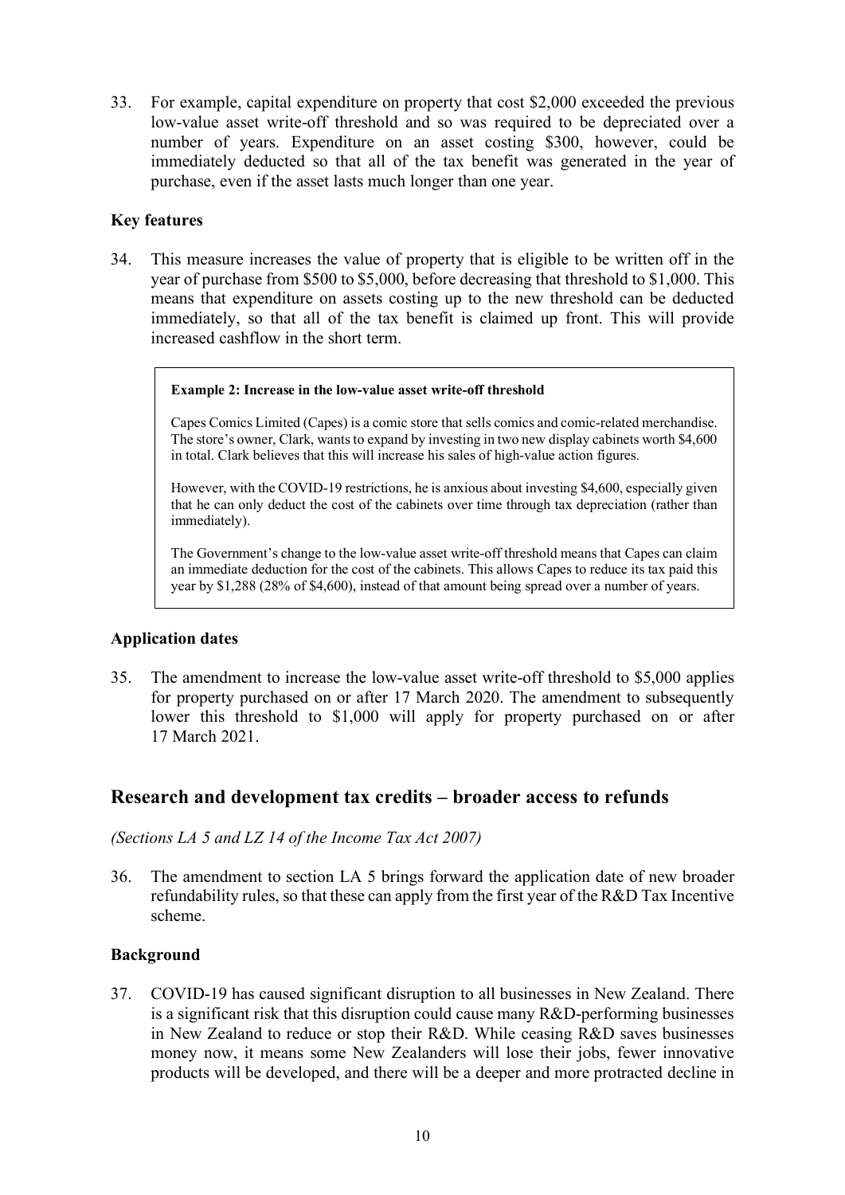33. For example, capital expenditure on property that cost $2,000 exceeded the previous low-value asset write-off threshold and so was required to be depreciated over a number of years. Expenditure on an asset costing $300, however, could be immediately deducted so that all of the tax benefit was generated in the year of purchase, even if the asset lasts much longer than one year.

### Key features

34. This measure increases the value of property that is eligible to be written off in the year of purchase from $500 to $5,000, before decreasing that threshold to $1,000. This means that expenditure on assets costing up to the new threshold can be deducted immediately, so that all of the tax benefit is claimed up front. This will provide increased cashflow in the short term.

> **Example 2: Increase in the low-value asset write-off threshold**
>
> Capes Comics Limited (Capes) is a comic store that sells comics and comic-related merchandise. The store's owner, Clark, wants to expand by investing in two new display cabinets worth $4,600 in total. Clark believes that this will increase his sales of high-value action figures.
>
> However, with the COVID-19 restrictions, he is anxious about investing $4,600, especially given that he can only deduct the cost of the cabinets over time through tax depreciation (rather than immediately).
>
> The Government's change to the low-value asset write-off threshold means that Capes can claim an immediate deduction for the cost of the cabinets. This allows Capes to reduce its tax paid this year by $1,288 (28% of $4,600), instead of that amount being spread over a number of years.

### Application dates

35. The amendment to increase the low-value asset write-off threshold to $5,000 applies for property purchased on or after 17 March 2020. The amendment to subsequently lower this threshold to $1,000 will apply for property purchased on or after 17 March 2021.

## Research and development tax credits – broader access to refunds

*(Sections LA 5 and LZ 14 of the Income Tax Act 2007)*

36. The amendment to section LA 5 brings forward the application date of new broader refundability rules, so that these can apply from the first year of the R&D Tax Incentive scheme.

### Background

37. COVID-19 has caused significant disruption to all businesses in New Zealand. There is a significant risk that this disruption could cause many R&D-performing businesses in New Zealand to reduce or stop their R&D. While ceasing R&D saves businesses money now, it means some New Zealanders will lose their jobs, fewer innovative products will be developed, and there will be a deeper and more protracted decline in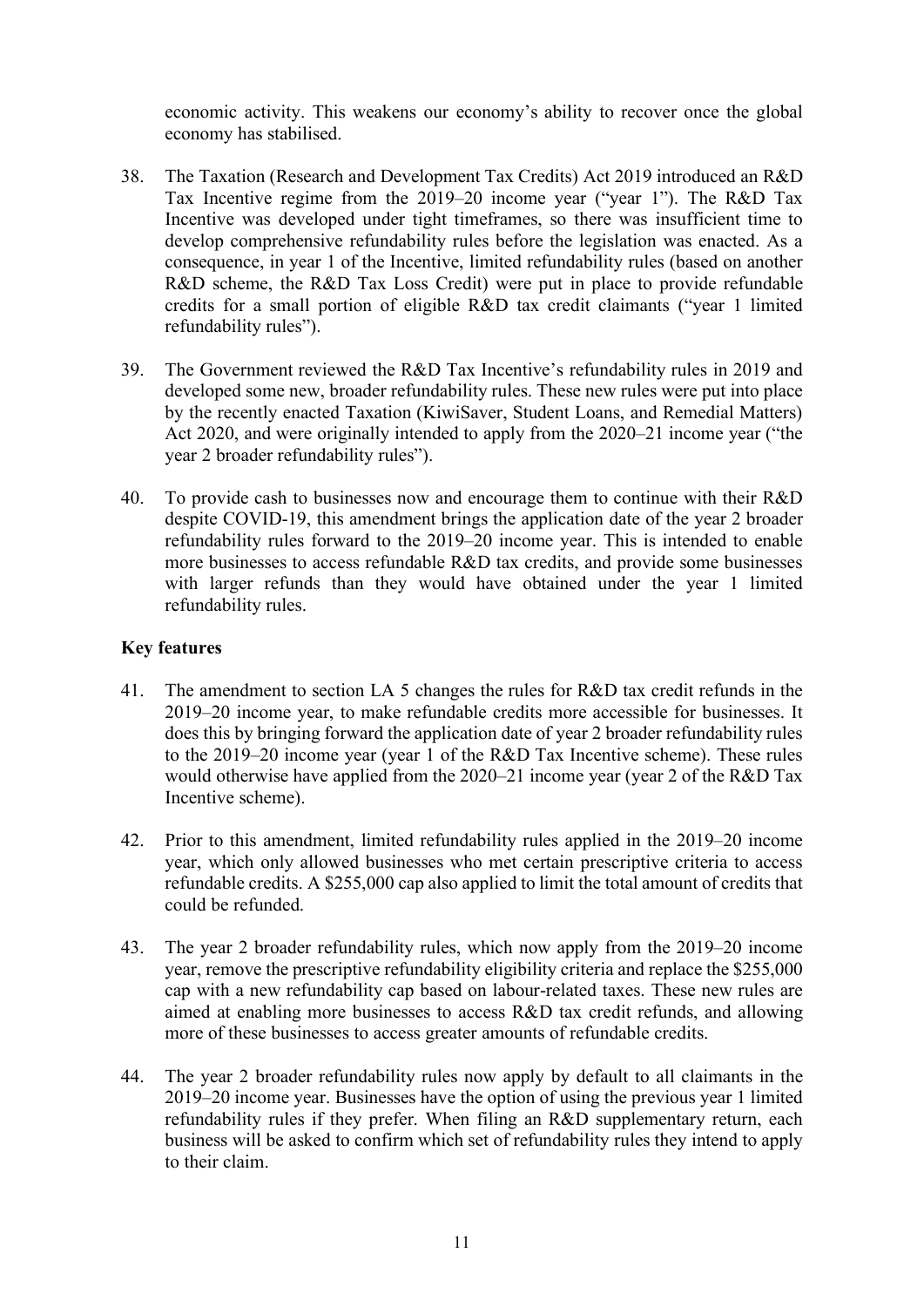economic activity. This weakens our economy's ability to recover once the global economy has stabilised.

38. The Taxation (Research and Development Tax Credits) Act 2019 introduced an R&D Tax Incentive regime from the 2019–20 income year ("year 1"). The R&D Tax Incentive was developed under tight timeframes, so there was insufficient time to develop comprehensive refundability rules before the legislation was enacted. As a consequence, in year 1 of the Incentive, limited refundability rules (based on another R&D scheme, the R&D Tax Loss Credit) were put in place to provide refundable credits for a small portion of eligible R&D tax credit claimants ("year 1 limited refundability rules").

39. The Government reviewed the R&D Tax Incentive's refundability rules in 2019 and developed some new, broader refundability rules. These new rules were put into place by the recently enacted Taxation (KiwiSaver, Student Loans, and Remedial Matters) Act 2020, and were originally intended to apply from the 2020–21 income year ("the year 2 broader refundability rules").

40. To provide cash to businesses now and encourage them to continue with their R&D despite COVID-19, this amendment brings the application date of the year 2 broader refundability rules forward to the 2019–20 income year. This is intended to enable more businesses to access refundable R&D tax credits, and provide some businesses with larger refunds than they would have obtained under the year 1 limited refundability rules.

### Key features

41. The amendment to section LA 5 changes the rules for R&D tax credit refunds in the 2019–20 income year, to make refundable credits more accessible for businesses. It does this by bringing forward the application date of year 2 broader refundability rules to the 2019–20 income year (year 1 of the R&D Tax Incentive scheme). These rules would otherwise have applied from the 2020–21 income year (year 2 of the R&D Tax Incentive scheme).

42. Prior to this amendment, limited refundability rules applied in the 2019–20 income year, which only allowed businesses who met certain prescriptive criteria to access refundable credits. A $255,000 cap also applied to limit the total amount of credits that could be refunded.

43. The year 2 broader refundability rules, which now apply from the 2019–20 income year, remove the prescriptive refundability eligibility criteria and replace the $255,000 cap with a new refundability cap based on labour-related taxes. These new rules are aimed at enabling more businesses to access R&D tax credit refunds, and allowing more of these businesses to access greater amounts of refundable credits.

44. The year 2 broader refundability rules now apply by default to all claimants in the 2019–20 income year. Businesses have the option of using the previous year 1 limited refundability rules if they prefer. When filing an R&D supplementary return, each business will be asked to confirm which set of refundability rules they intend to apply to their claim.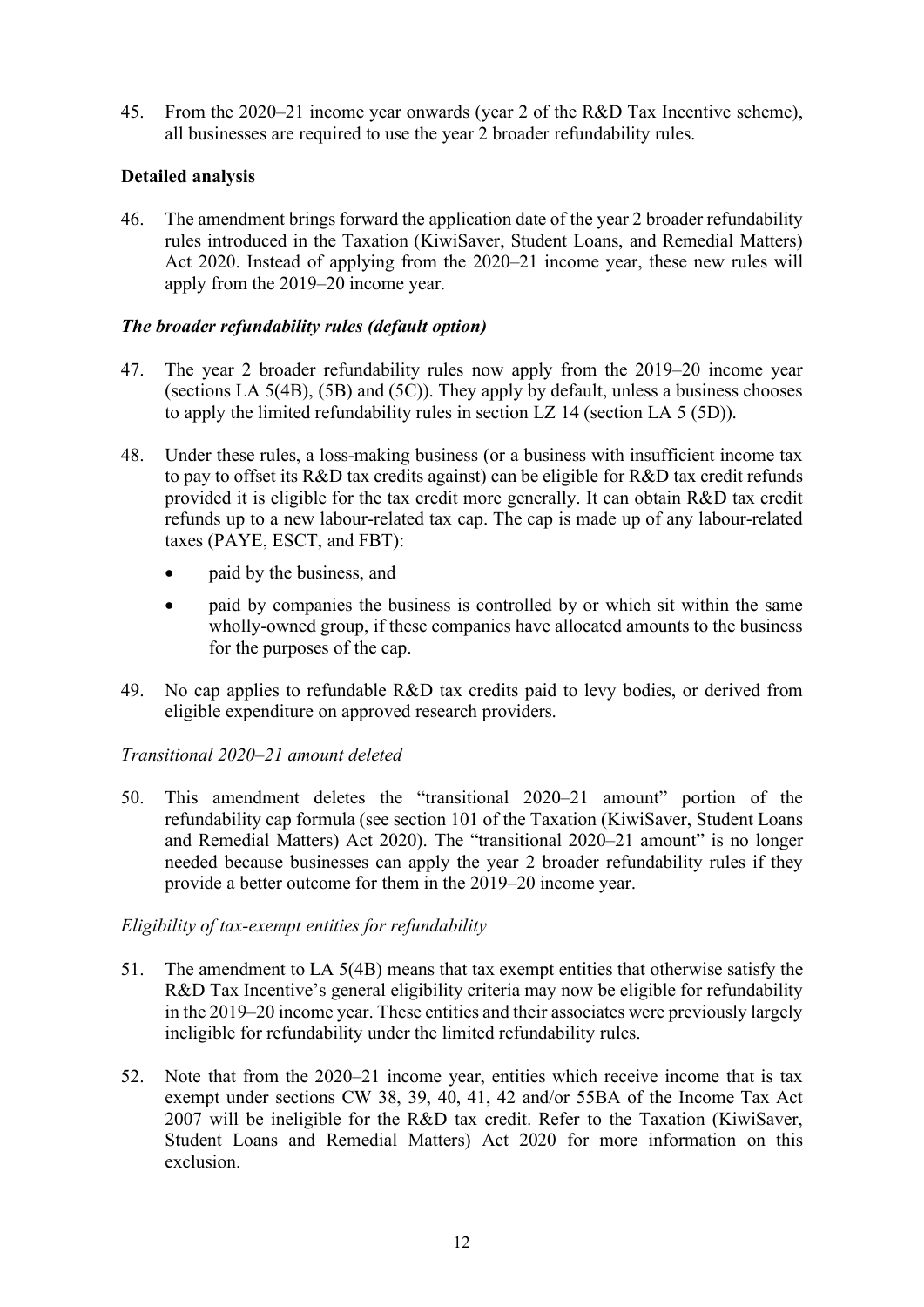45. From the 2020–21 income year onwards (year 2 of the R&D Tax Incentive scheme), all businesses are required to use the year 2 broader refundability rules.

### Detailed analysis

46. The amendment brings forward the application date of the year 2 broader refundability rules introduced in the Taxation (KiwiSaver, Student Loans, and Remedial Matters) Act 2020. Instead of applying from the 2020–21 income year, these new rules will apply from the 2019–20 income year.

#### *The broader refundability rules (default option)*

47. The year 2 broader refundability rules now apply from the 2019–20 income year (sections LA 5(4B), (5B) and (5C)). They apply by default, unless a business chooses to apply the limited refundability rules in section LZ 14 (section LA 5 (5D)).

48. Under these rules, a loss-making business (or a business with insufficient income tax to pay to offset its R&D tax credits against) can be eligible for R&D tax credit refunds provided it is eligible for the tax credit more generally. It can obtain R&D tax credit refunds up to a new labour-related tax cap. The cap is made up of any labour-related taxes (PAYE, ESCT, and FBT):

    - paid by the business, and
    - paid by companies the business is controlled by or which sit within the same wholly-owned group, if these companies have allocated amounts to the business for the purposes of the cap.

49. No cap applies to refundable R&D tax credits paid to levy bodies, or derived from eligible expenditure on approved research providers.

*Transitional 2020–21 amount deleted*

50. This amendment deletes the "transitional 2020–21 amount" portion of the refundability cap formula (see section 101 of the Taxation (KiwiSaver, Student Loans and Remedial Matters) Act 2020). The "transitional 2020–21 amount" is no longer needed because businesses can apply the year 2 broader refundability rules if they provide a better outcome for them in the 2019–20 income year.

*Eligibility of tax-exempt entities for refundability*

51. The amendment to LA 5(4B) means that tax exempt entities that otherwise satisfy the R&D Tax Incentive's general eligibility criteria may now be eligible for refundability in the 2019–20 income year. These entities and their associates were previously largely ineligible for refundability under the limited refundability rules.

52. Note that from the 2020–21 income year, entities which receive income that is tax exempt under sections CW 38, 39, 40, 41, 42 and/or 55BA of the Income Tax Act 2007 will be ineligible for the R&D tax credit. Refer to the Taxation (KiwiSaver, Student Loans and Remedial Matters) Act 2020 for more information on this exclusion.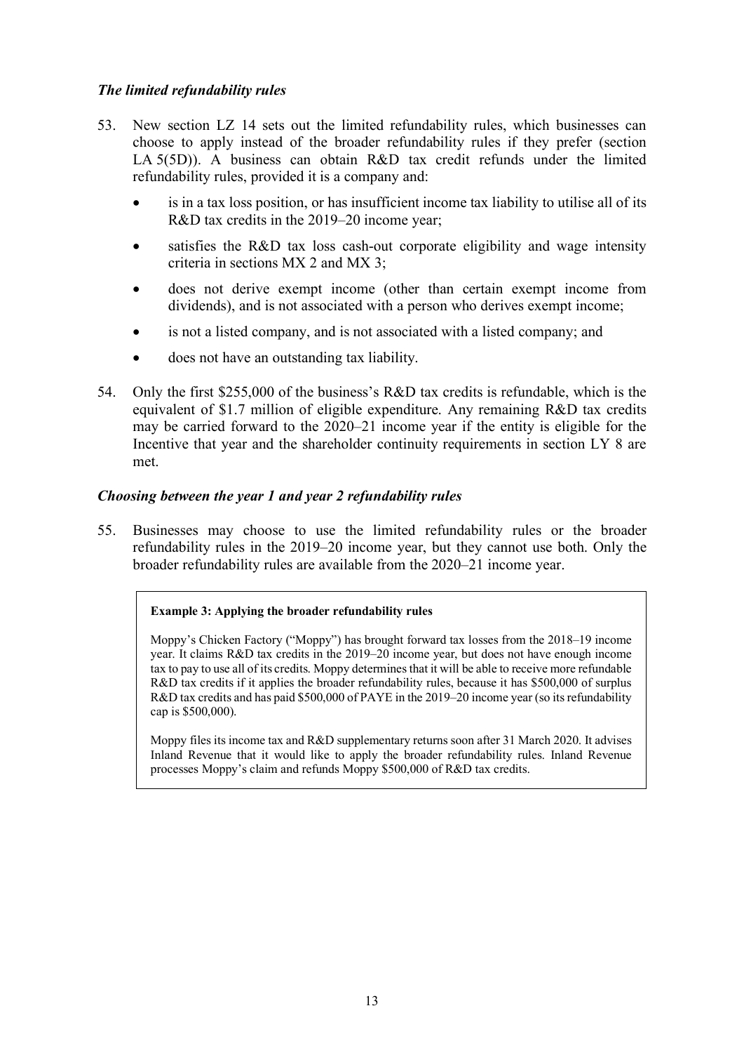### *The limited refundability rules*

53. New section LZ 14 sets out the limited refundability rules, which businesses can choose to apply instead of the broader refundability rules if they prefer (section LA 5(5D)). A business can obtain R&D tax credit refunds under the limited refundability rules, provided it is a company and:
    - is in a tax loss position, or has insufficient income tax liability to utilise all of its R&D tax credits in the 2019–20 income year;
    - satisfies the R&D tax loss cash-out corporate eligibility and wage intensity criteria in sections MX 2 and MX 3;
    - does not derive exempt income (other than certain exempt income from dividends), and is not associated with a person who derives exempt income;
    - is not a listed company, and is not associated with a listed company; and
    - does not have an outstanding tax liability.

54. Only the first $255,000 of the business's R&D tax credits is refundable, which is the equivalent of $1.7 million of eligible expenditure. Any remaining R&D tax credits may be carried forward to the 2020–21 income year if the entity is eligible for the Incentive that year and the shareholder continuity requirements in section LY 8 are met.

### *Choosing between the year 1 and year 2 refundability rules*

55. Businesses may choose to use the limited refundability rules or the broader refundability rules in the 2019–20 income year, but they cannot use both. Only the broader refundability rules are available from the 2020–21 income year.

> **Example 3: Applying the broader refundability rules**
>
> Moppy's Chicken Factory ("Moppy") has brought forward tax losses from the 2018–19 income year. It claims R&D tax credits in the 2019–20 income year, but does not have enough income tax to pay to use all of its credits. Moppy determines that it will be able to receive more refundable R&D tax credits if it applies the broader refundability rules, because it has $500,000 of surplus R&D tax credits and has paid $500,000 of PAYE in the 2019–20 income year (so its refundability cap is $500,000).
>
> Moppy files its income tax and R&D supplementary returns soon after 31 March 2020. It advises Inland Revenue that it would like to apply the broader refundability rules. Inland Revenue processes Moppy's claim and refunds Moppy $500,000 of R&D tax credits.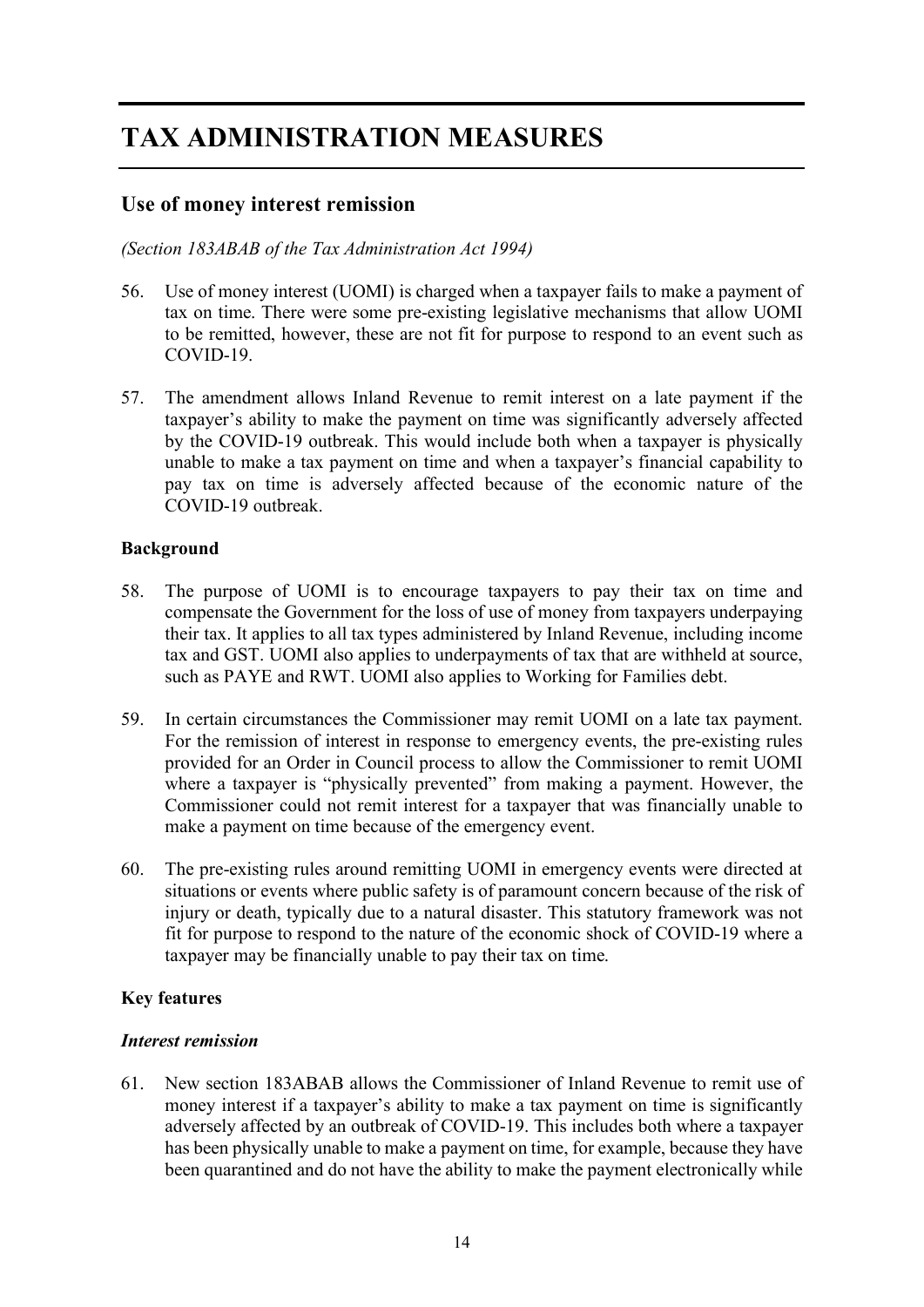# TAX ADMINISTRATION MEASURES

## Use of money interest remission

*(Section 183ABAB of the Tax Administration Act 1994)*

56. Use of money interest (UOMI) is charged when a taxpayer fails to make a payment of tax on time. There were some pre-existing legislative mechanisms that allow UOMI to be remitted, however, these are not fit for purpose to respond to an event such as COVID-19.

57. The amendment allows Inland Revenue to remit interest on a late payment if the taxpayer's ability to make the payment on time was significantly adversely affected by the COVID-19 outbreak. This would include both when a taxpayer is physically unable to make a tax payment on time and when a taxpayer's financial capability to pay tax on time is adversely affected because of the economic nature of the COVID-19 outbreak.

### Background

58. The purpose of UOMI is to encourage taxpayers to pay their tax on time and compensate the Government for the loss of use of money from taxpayers underpaying their tax. It applies to all tax types administered by Inland Revenue, including income tax and GST. UOMI also applies to underpayments of tax that are withheld at source, such as PAYE and RWT. UOMI also applies to Working for Families debt.

59. In certain circumstances the Commissioner may remit UOMI on a late tax payment. For the remission of interest in response to emergency events, the pre-existing rules provided for an Order in Council process to allow the Commissioner to remit UOMI where a taxpayer is "physically prevented" from making a payment. However, the Commissioner could not remit interest for a taxpayer that was financially unable to make a payment on time because of the emergency event.

60. The pre-existing rules around remitting UOMI in emergency events were directed at situations or events where public safety is of paramount concern because of the risk of injury or death, typically due to a natural disaster. This statutory framework was not fit for purpose to respond to the nature of the economic shock of COVID-19 where a taxpayer may be financially unable to pay their tax on time.

### Key features

#### *Interest remission*

61. New section 183ABAB allows the Commissioner of Inland Revenue to remit use of money interest if a taxpayer's ability to make a tax payment on time is significantly adversely affected by an outbreak of COVID-19. This includes both where a taxpayer has been physically unable to make a payment on time, for example, because they have been quarantined and do not have the ability to make the payment electronically while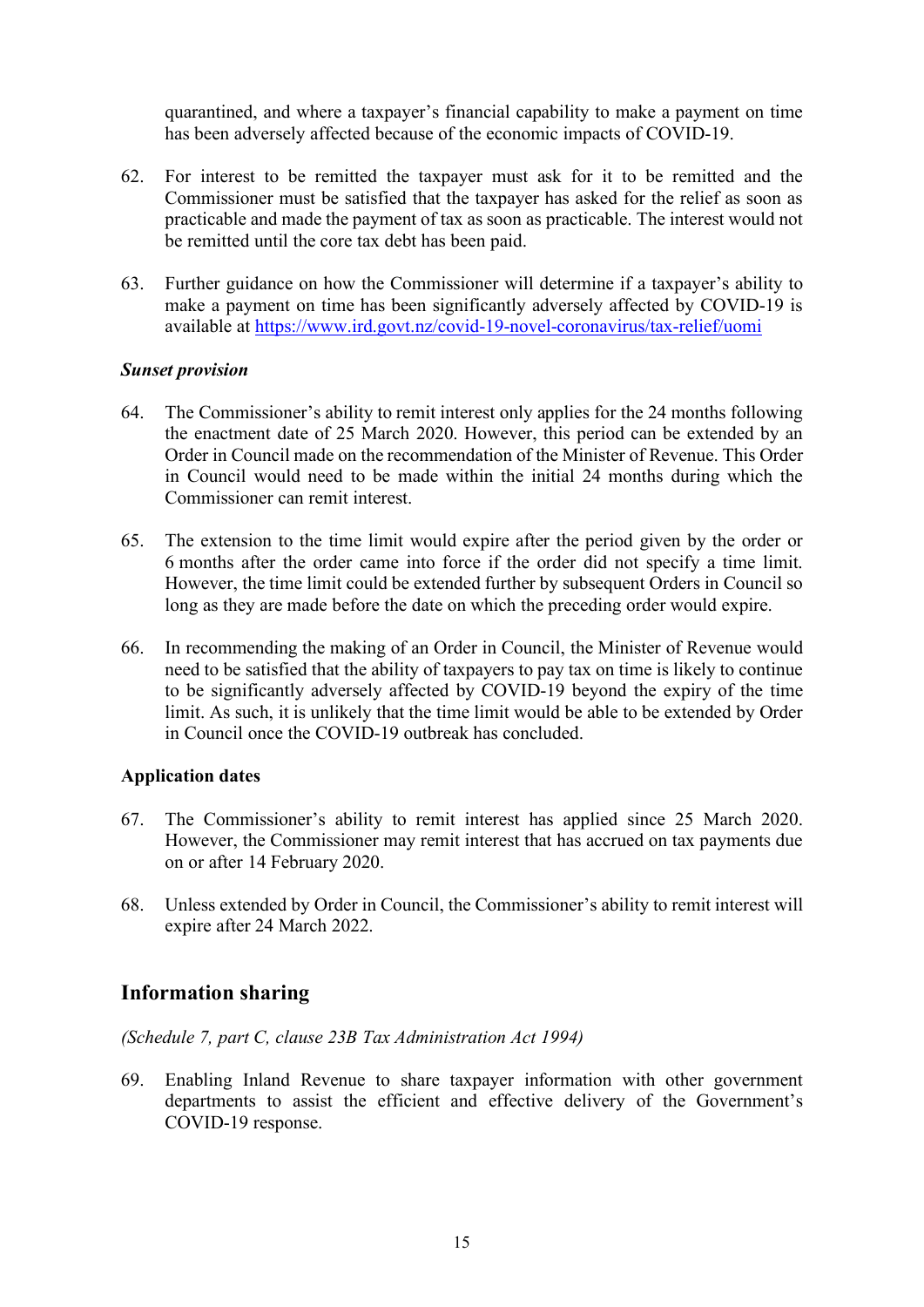quarantined, and where a taxpayer's financial capability to make a payment on time has been adversely affected because of the economic impacts of COVID-19.

62. For interest to be remitted the taxpayer must ask for it to be remitted and the Commissioner must be satisfied that the taxpayer has asked for the relief as soon as practicable and made the payment of tax as soon as practicable. The interest would not be remitted until the core tax debt has been paid.

63. Further guidance on how the Commissioner will determine if a taxpayer's ability to make a payment on time has been significantly adversely affected by COVID-19 is available at https://www.ird.govt.nz/covid-19-novel-coronavirus/tax-relief/uomi

***Sunset provision***

64. The Commissioner's ability to remit interest only applies for the 24 months following the enactment date of 25 March 2020. However, this period can be extended by an Order in Council made on the recommendation of the Minister of Revenue. This Order in Council would need to be made within the initial 24 months during which the Commissioner can remit interest.

65. The extension to the time limit would expire after the period given by the order or 6 months after the order came into force if the order did not specify a time limit. However, the time limit could be extended further by subsequent Orders in Council so long as they are made before the date on which the preceding order would expire.

66. In recommending the making of an Order in Council, the Minister of Revenue would need to be satisfied that the ability of taxpayers to pay tax on time is likely to continue to be significantly adversely affected by COVID-19 beyond the expiry of the time limit. As such, it is unlikely that the time limit would be able to be extended by Order in Council once the COVID-19 outbreak has concluded.

### Application dates

67. The Commissioner's ability to remit interest has applied since 25 March 2020. However, the Commissioner may remit interest that has accrued on tax payments due on or after 14 February 2020.

68. Unless extended by Order in Council, the Commissioner's ability to remit interest will expire after 24 March 2022.

## Information sharing

*(Schedule 7, part C, clause 23B Tax Administration Act 1994)*

69. Enabling Inland Revenue to share taxpayer information with other government departments to assist the efficient and effective delivery of the Government's COVID-19 response.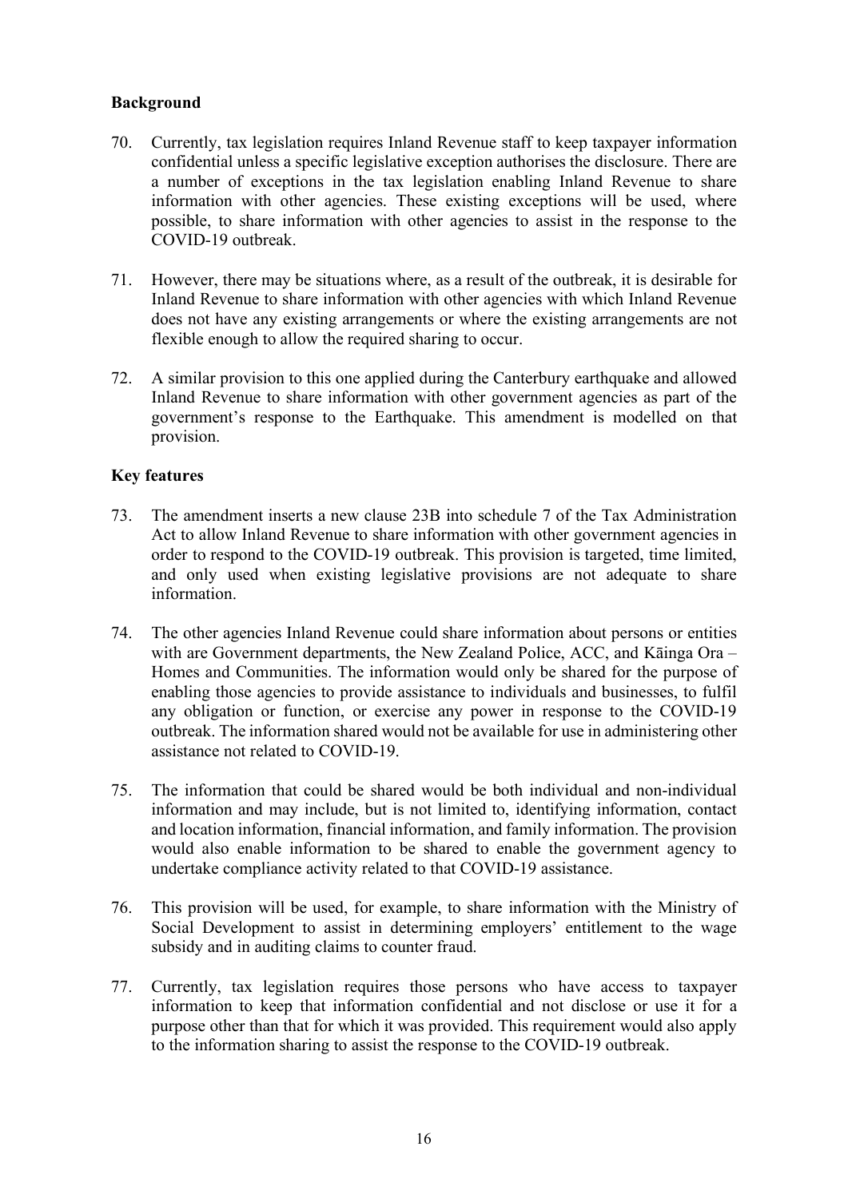**Background**

70. Currently, tax legislation requires Inland Revenue staff to keep taxpayer information confidential unless a specific legislative exception authorises the disclosure. There are a number of exceptions in the tax legislation enabling Inland Revenue to share information with other agencies. These existing exceptions will be used, where possible, to share information with other agencies to assist in the response to the COVID-19 outbreak.

71. However, there may be situations where, as a result of the outbreak, it is desirable for Inland Revenue to share information with other agencies with which Inland Revenue does not have any existing arrangements or where the existing arrangements are not flexible enough to allow the required sharing to occur.

72. A similar provision to this one applied during the Canterbury earthquake and allowed Inland Revenue to share information with other government agencies as part of the government's response to the Earthquake. This amendment is modelled on that provision.

**Key features**

73. The amendment inserts a new clause 23B into schedule 7 of the Tax Administration Act to allow Inland Revenue to share information with other government agencies in order to respond to the COVID-19 outbreak. This provision is targeted, time limited, and only used when existing legislative provisions are not adequate to share information.

74. The other agencies Inland Revenue could share information about persons or entities with are Government departments, the New Zealand Police, ACC, and Kāinga Ora – Homes and Communities. The information would only be shared for the purpose of enabling those agencies to provide assistance to individuals and businesses, to fulfil any obligation or function, or exercise any power in response to the COVID-19 outbreak. The information shared would not be available for use in administering other assistance not related to COVID-19.

75. The information that could be shared would be both individual and non-individual information and may include, but is not limited to, identifying information, contact and location information, financial information, and family information. The provision would also enable information to be shared to enable the government agency to undertake compliance activity related to that COVID-19 assistance.

76. This provision will be used, for example, to share information with the Ministry of Social Development to assist in determining employers' entitlement to the wage subsidy and in auditing claims to counter fraud.

77. Currently, tax legislation requires those persons who have access to taxpayer information to keep that information confidential and not disclose or use it for a purpose other than that for which it was provided. This requirement would also apply to the information sharing to assist the response to the COVID-19 outbreak.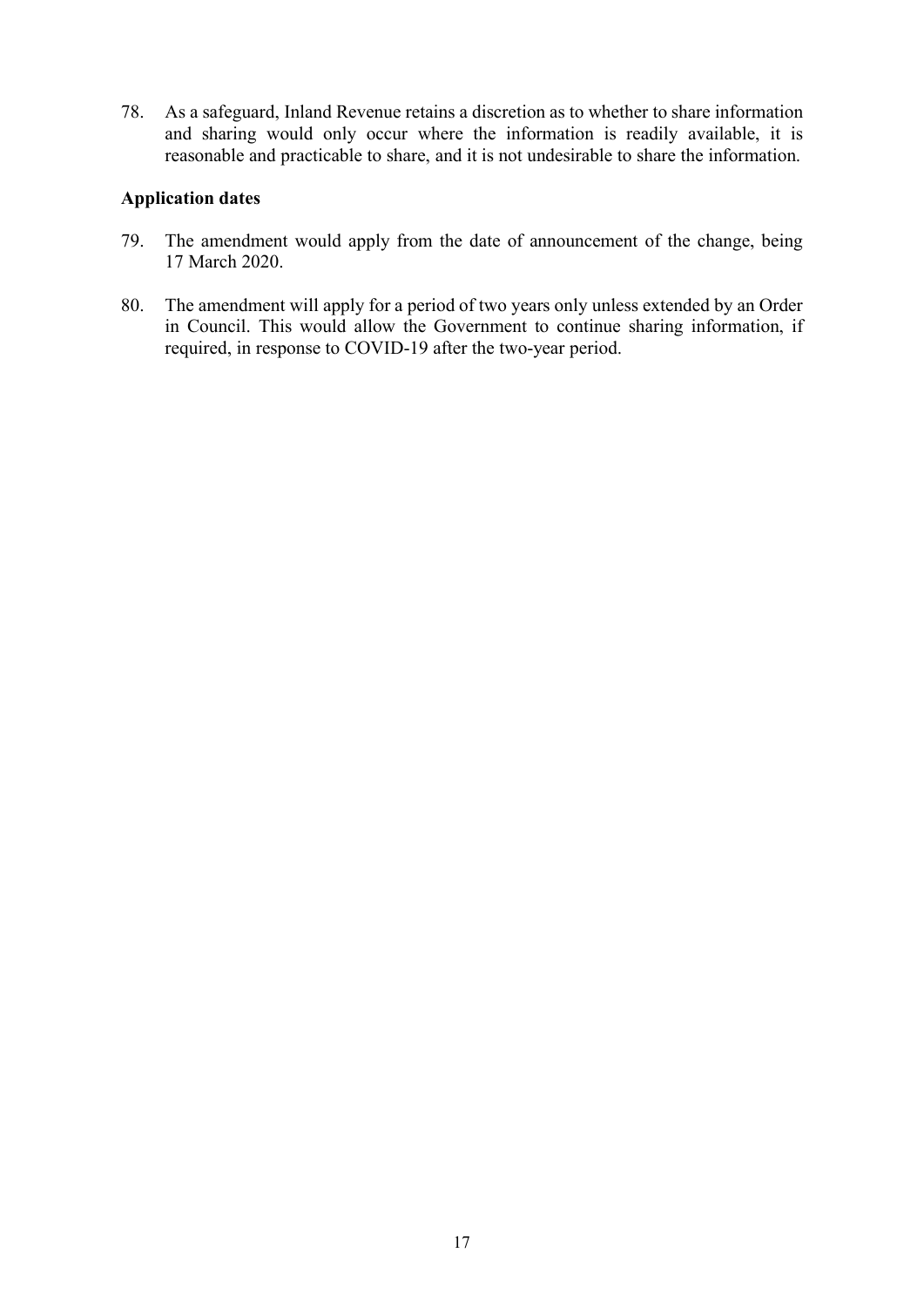78. As a safeguard, Inland Revenue retains a discretion as to whether to share information and sharing would only occur where the information is readily available, it is reasonable and practicable to share, and it is not undesirable to share the information.

### Application dates

79. The amendment would apply from the date of announcement of the change, being 17 March 2020.

80. The amendment will apply for a period of two years only unless extended by an Order in Council. This would allow the Government to continue sharing information, if required, in response to COVID-19 after the two-year period.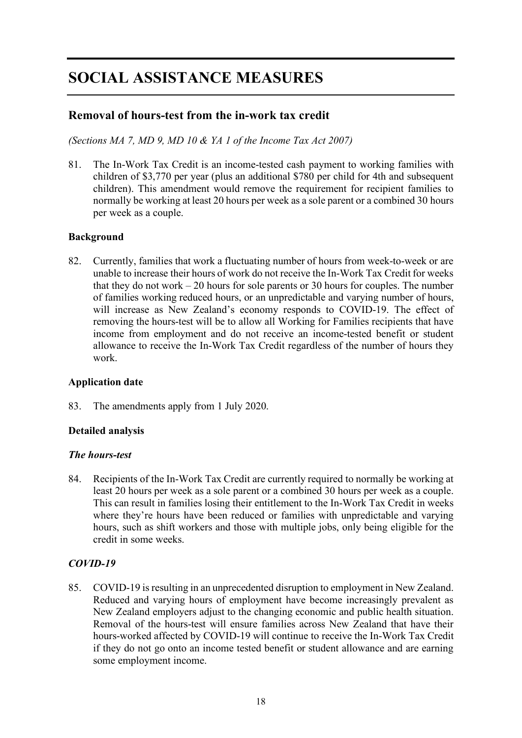# SOCIAL ASSISTANCE MEASURES

## Removal of hours-test from the in-work tax credit

*(Sections MA 7, MD 9, MD 10 & YA 1 of the Income Tax Act 2007)*

81. The In-Work Tax Credit is an income-tested cash payment to working families with children of $3,770 per year (plus an additional $780 per child for 4th and subsequent children). This amendment would remove the requirement for recipient families to normally be working at least 20 hours per week as a sole parent or a combined 30 hours per week as a couple.

### Background

82. Currently, families that work a fluctuating number of hours from week-to-week or are unable to increase their hours of work do not receive the In-Work Tax Credit for weeks that they do not work – 20 hours for sole parents or 30 hours for couples. The number of families working reduced hours, or an unpredictable and varying number of hours, will increase as New Zealand's economy responds to COVID-19. The effect of removing the hours-test will be to allow all Working for Families recipients that have income from employment and do not receive an income-tested benefit or student allowance to receive the In-Work Tax Credit regardless of the number of hours they work.

### Application date

83. The amendments apply from 1 July 2020.

### Detailed analysis

#### *The hours-test*

84. Recipients of the In-Work Tax Credit are currently required to normally be working at least 20 hours per week as a sole parent or a combined 30 hours per week as a couple. This can result in families losing their entitlement to the In-Work Tax Credit in weeks where they're hours have been reduced or families with unpredictable and varying hours, such as shift workers and those with multiple jobs, only being eligible for the credit in some weeks.

#### *COVID-19*

85. COVID-19 is resulting in an unprecedented disruption to employment in New Zealand. Reduced and varying hours of employment have become increasingly prevalent as New Zealand employers adjust to the changing economic and public health situation. Removal of the hours-test will ensure families across New Zealand that have their hours-worked affected by COVID-19 will continue to receive the In-Work Tax Credit if they do not go onto an income tested benefit or student allowance and are earning some employment income.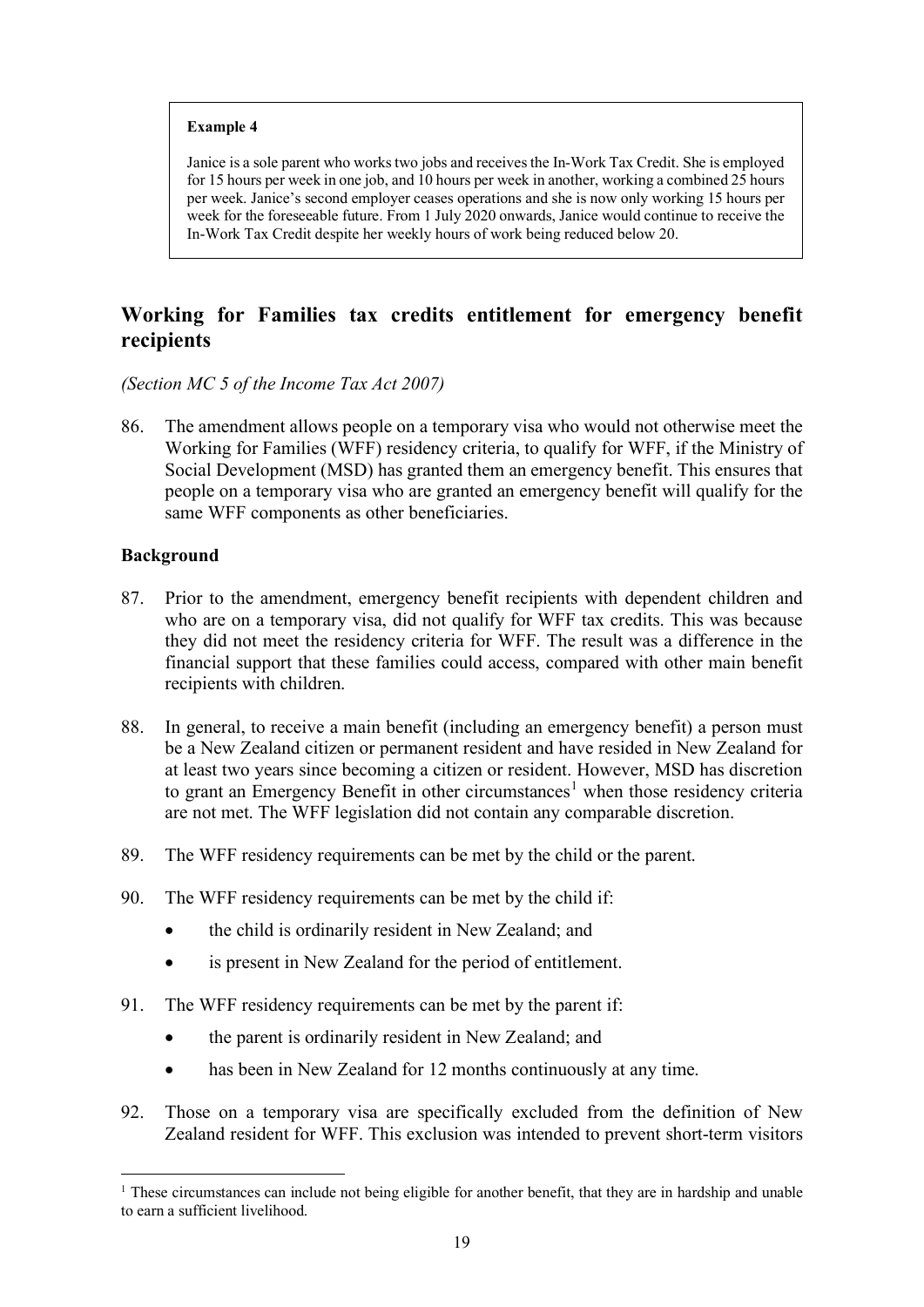> **Example 4**
>
> Janice is a sole parent who works two jobs and receives the In-Work Tax Credit. She is employed for 15 hours per week in one job, and 10 hours per week in another, working a combined 25 hours per week. Janice's second employer ceases operations and she is now only working 15 hours per week for the foreseeable future. From 1 July 2020 onwards, Janice would continue to receive the In-Work Tax Credit despite her weekly hours of work being reduced below 20.

## Working for Families tax credits entitlement for emergency benefit recipients

*(Section MC 5 of the Income Tax Act 2007)*

86. The amendment allows people on a temporary visa who would not otherwise meet the Working for Families (WFF) residency criteria, to qualify for WFF, if the Ministry of Social Development (MSD) has granted them an emergency benefit. This ensures that people on a temporary visa who are granted an emergency benefit will qualify for the same WFF components as other beneficiaries.

### Background

87. Prior to the amendment, emergency benefit recipients with dependent children and who are on a temporary visa, did not qualify for WFF tax credits. This was because they did not meet the residency criteria for WFF. The result was a difference in the financial support that these families could access, compared with other main benefit recipients with children.

88. In general, to receive a main benefit (including an emergency benefit) a person must be a New Zealand citizen or permanent resident and have resided in New Zealand for at least two years since becoming a citizen or resident. However, MSD has discretion to grant an Emergency Benefit in other circumstances[1] when those residency criteria are not met. The WFF legislation did not contain any comparable discretion.

89. The WFF residency requirements can be met by the child or the parent.

90. The WFF residency requirements can be met by the child if:
    - the child is ordinarily resident in New Zealand; and
    - is present in New Zealand for the period of entitlement.

91. The WFF residency requirements can be met by the parent if:
    - the parent is ordinarily resident in New Zealand; and
    - has been in New Zealand for 12 months continuously at any time.

92. Those on a temporary visa are specifically excluded from the definition of New Zealand resident for WFF. This exclusion was intended to prevent short-term visitors

[1] These circumstances can include not being eligible for another benefit, that they are in hardship and unable to earn a sufficient livelihood.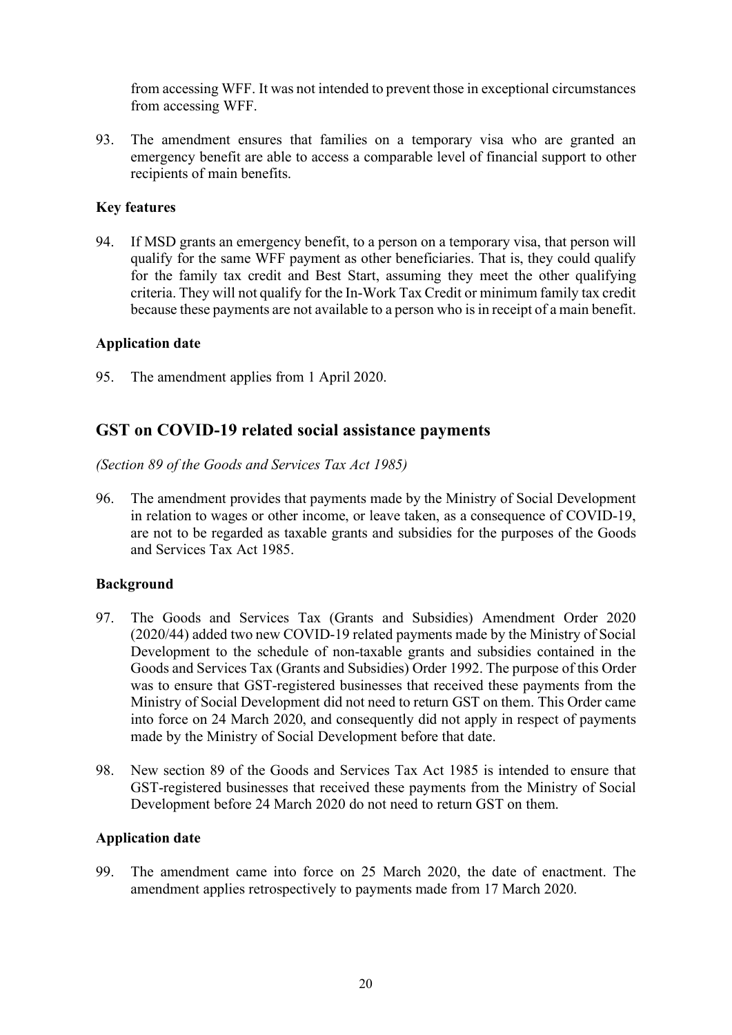from accessing WFF. It was not intended to prevent those in exceptional circumstances from accessing WFF.

93. The amendment ensures that families on a temporary visa who are granted an emergency benefit are able to access a comparable level of financial support to other recipients of main benefits.

### Key features

94. If MSD grants an emergency benefit, to a person on a temporary visa, that person will qualify for the same WFF payment as other beneficiaries. That is, they could qualify for the family tax credit and Best Start, assuming they meet the other qualifying criteria. They will not qualify for the In-Work Tax Credit or minimum family tax credit because these payments are not available to a person who is in receipt of a main benefit.

### Application date

95. The amendment applies from 1 April 2020.

## GST on COVID-19 related social assistance payments

*(Section 89 of the Goods and Services Tax Act 1985)*

96. The amendment provides that payments made by the Ministry of Social Development in relation to wages or other income, or leave taken, as a consequence of COVID-19, are not to be regarded as taxable grants and subsidies for the purposes of the Goods and Services Tax Act 1985.

### Background

97. The Goods and Services Tax (Grants and Subsidies) Amendment Order 2020 (2020/44) added two new COVID-19 related payments made by the Ministry of Social Development to the schedule of non-taxable grants and subsidies contained in the Goods and Services Tax (Grants and Subsidies) Order 1992. The purpose of this Order was to ensure that GST-registered businesses that received these payments from the Ministry of Social Development did not need to return GST on them. This Order came into force on 24 March 2020, and consequently did not apply in respect of payments made by the Ministry of Social Development before that date.

98. New section 89 of the Goods and Services Tax Act 1985 is intended to ensure that GST-registered businesses that received these payments from the Ministry of Social Development before 24 March 2020 do not need to return GST on them.

### Application date

99. The amendment came into force on 25 March 2020, the date of enactment. The amendment applies retrospectively to payments made from 17 March 2020.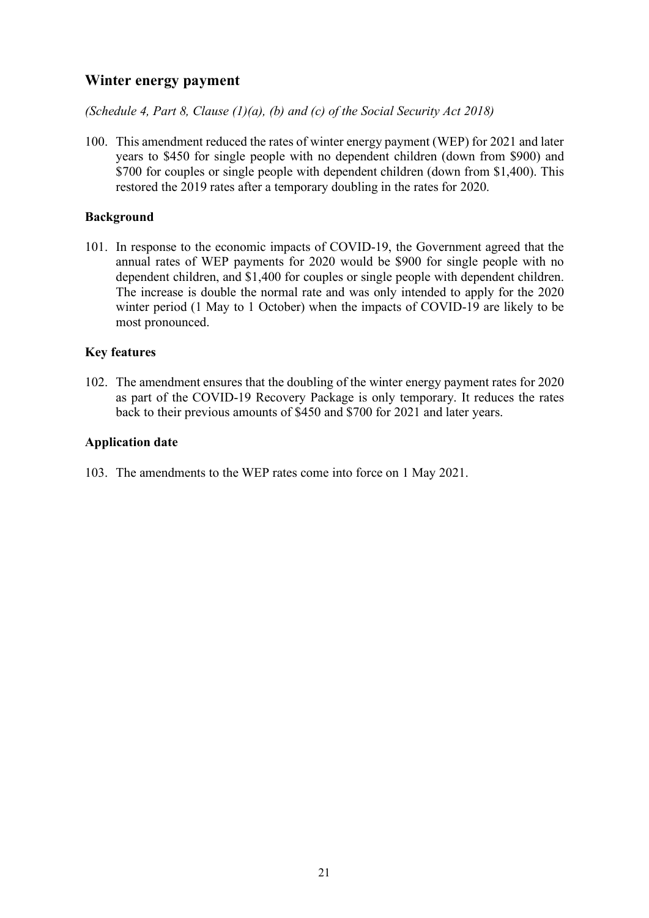## Winter energy payment

*(Schedule 4, Part 8, Clause (1)(a), (b) and (c) of the Social Security Act 2018)*

100. This amendment reduced the rates of winter energy payment (WEP) for 2021 and later years to $450 for single people with no dependent children (down from $900) and $700 for couples or single people with dependent children (down from $1,400). This restored the 2019 rates after a temporary doubling in the rates for 2020.

### Background

101. In response to the economic impacts of COVID-19, the Government agreed that the annual rates of WEP payments for 2020 would be $900 for single people with no dependent children, and $1,400 for couples or single people with dependent children. The increase is double the normal rate and was only intended to apply for the 2020 winter period (1 May to 1 October) when the impacts of COVID-19 are likely to be most pronounced.

### Key features

102. The amendment ensures that the doubling of the winter energy payment rates for 2020 as part of the COVID-19 Recovery Package is only temporary. It reduces the rates back to their previous amounts of $450 and $700 for 2021 and later years.

### Application date

103. The amendments to the WEP rates come into force on 1 May 2021.